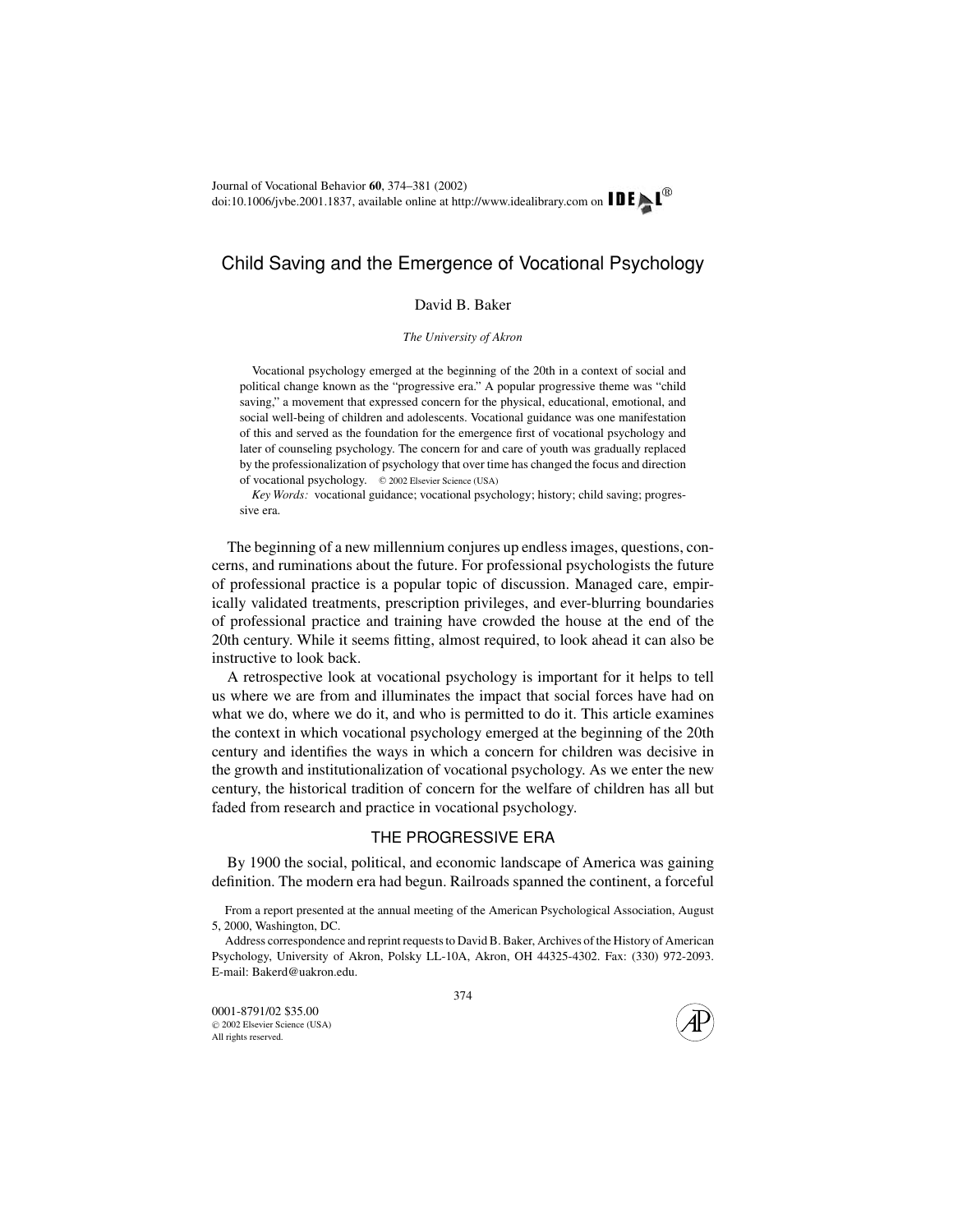# Child Saving and the Emergence of Vocational Psychology

David B. Baker

*The University of Akron*

Vocational psychology emerged at the beginning of the 20th in a context of social and political change known as the "progressive era." A popular progressive theme was "child saving," a movement that expressed concern for the physical, educational, emotional, and social well-being of children and adolescents. Vocational guidance was one manifestation of this and served as the foundation for the emergence first of vocational psychology and later of counseling psychology. The concern for and care of youth was gradually replaced by the professionalization of psychology that over time has changed the focus and direction of vocational psychology. © 2002 Elsevier Science (USA)

*Key Words:* vocational guidance; vocational psychology; history; child saving; progressive era.

The beginning of a new millennium conjures up endless images, questions, concerns, and ruminations about the future. For professional psychologists the future of professional practice is a popular topic of discussion. Managed care, empirically validated treatments, prescription privileges, and ever-blurring boundaries of professional practice and training have crowded the house at the end of the 20th century. While it seems fitting, almost required, to look ahead it can also be instructive to look back.

A retrospective look at vocational psychology is important for it helps to tell us where we are from and illuminates the impact that social forces have had on what we do, where we do it, and who is permitted to do it. This article examines the context in which vocational psychology emerged at the beginning of the 20th century and identifies the ways in which a concern for children was decisive in the growth and institutionalization of vocational psychology. As we enter the new century, the historical tradition of concern for the welfare of children has all but faded from research and practice in vocational psychology.

## THE PROGRESSIVE ERA

By 1900 the social, political, and economic landscape of America was gaining definition. The modern era had begun. Railroads spanned the continent, a forceful

From a report presented at the annual meeting of the American Psychological Association, August 5, 2000, Washington, DC.

Address correspondence and reprint requests to David B. Baker, Archives of the History of American Psychology, University of Akron, Polsky LL-10A, Akron, OH 44325-4302. Fax: (330) 972-2093. E-mail: Bakerd@uakron.edu.

0001-8791/02 $35.00
© 2002 Elsevier Science (USA)
All rights reserved.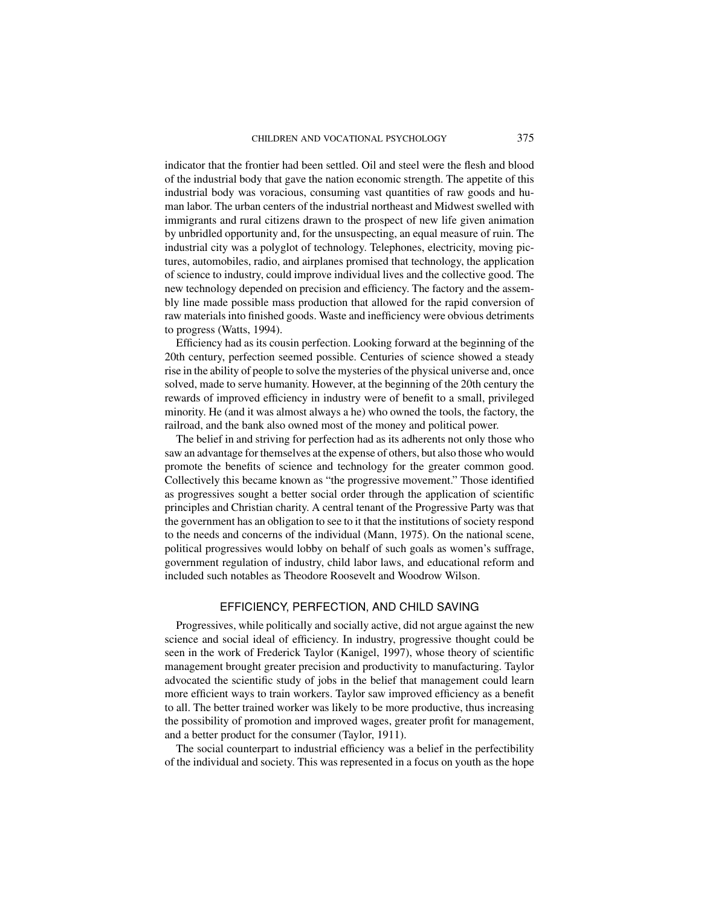indicator that the frontier had been settled. Oil and steel were the flesh and blood of the industrial body that gave the nation economic strength. The appetite of this industrial body was voracious, consuming vast quantities of raw goods and human labor. The urban centers of the industrial northeast and Midwest swelled with immigrants and rural citizens drawn to the prospect of new life given animation by unbridled opportunity and, for the unsuspecting, an equal measure of ruin. The industrial city was a polyglot of technology. Telephones, electricity, moving pictures, automobiles, radio, and airplanes promised that technology, the application of science to industry, could improve individual lives and the collective good. The new technology depended on precision and efficiency. The factory and the assembly line made possible mass production that allowed for the rapid conversion of raw materials into finished goods. Waste and inefficiency were obvious detriments to progress (Watts, 1994).

Efficiency had as its cousin perfection. Looking forward at the beginning of the 20th century, perfection seemed possible. Centuries of science showed a steady rise in the ability of people to solve the mysteries of the physical universe and, once solved, made to serve humanity. However, at the beginning of the 20th century the rewards of improved efficiency in industry were of benefit to a small, privileged minority. He (and it was almost always a he) who owned the tools, the factory, the railroad, and the bank also owned most of the money and political power.

The belief in and striving for perfection had as its adherents not only those who saw an advantage for themselves at the expense of others, but also those who would promote the benefits of science and technology for the greater common good. Collectively this became known as "the progressive movement." Those identified as progressives sought a better social order through the application of scientific principles and Christian charity. A central tenant of the Progressive Party was that the government has an obligation to see to it that the institutions of society respond to the needs and concerns of the individual (Mann, 1975). On the national scene, political progressives would lobby on behalf of such goals as women's suffrage, government regulation of industry, child labor laws, and educational reform and included such notables as Theodore Roosevelt and Woodrow Wilson.

## EFFICIENCY, PERFECTION, AND CHILD SAVING

Progressives, while politically and socially active, did not argue against the new science and social ideal of efficiency. In industry, progressive thought could be seen in the work of Frederick Taylor (Kanigel, 1997), whose theory of scientific management brought greater precision and productivity to manufacturing. Taylor advocated the scientific study of jobs in the belief that management could learn more efficient ways to train workers. Taylor saw improved efficiency as a benefit to all. The better trained worker was likely to be more productive, thus increasing the possibility of promotion and improved wages, greater profit for management, and a better product for the consumer (Taylor, 1911).

The social counterpart to industrial efficiency was a belief in the perfectibility of the individual and society. This was represented in a focus on youth as the hope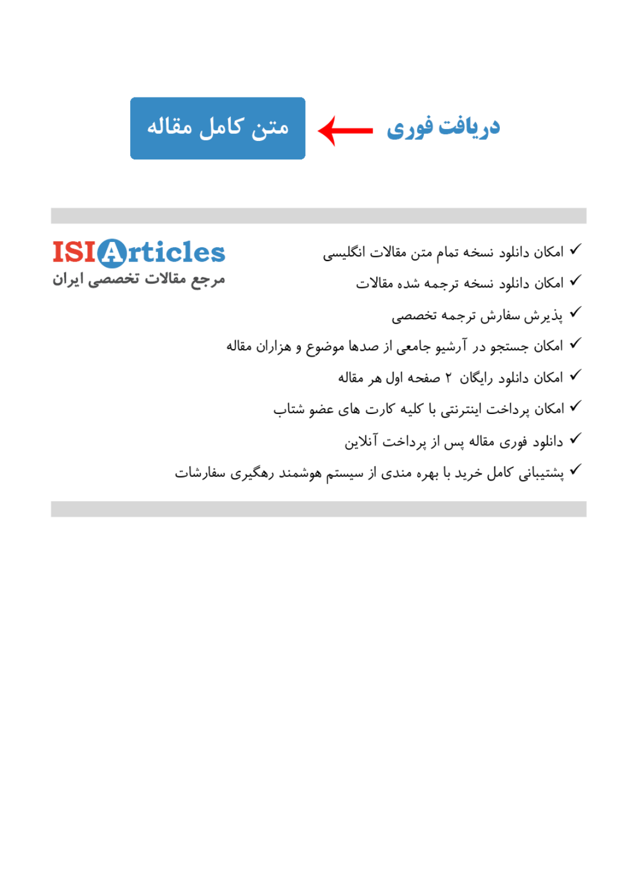دریافت فوری ← متن کامل مقاله

**ISIArticles**
مرجع مقالات تخصصی ایران

- ✓ امکان دانلود نسخه تمام متن مقالات انگلیسی
- ✓ امکان دانلود نسخه ترجمه شده مقالات
- ✓ پذیرش سفارش ترجمه تخصصی
- ✓ امکان جستجو در آرشیو جامعی از صدها موضوع و هزاران مقاله
- ✓ امکان دانلود رایگان ۲ صفحه اول هر مقاله
- ✓ امکان پرداخت اینترنتی با کلیه کارت های عضو شتاب
- ✓ دانلود فوری مقاله پس از پرداخت آنلاین
- ✓ پشتیبانی کامل خرید با بهره مندی از سیستم هوشمند رهگیری سفارشات